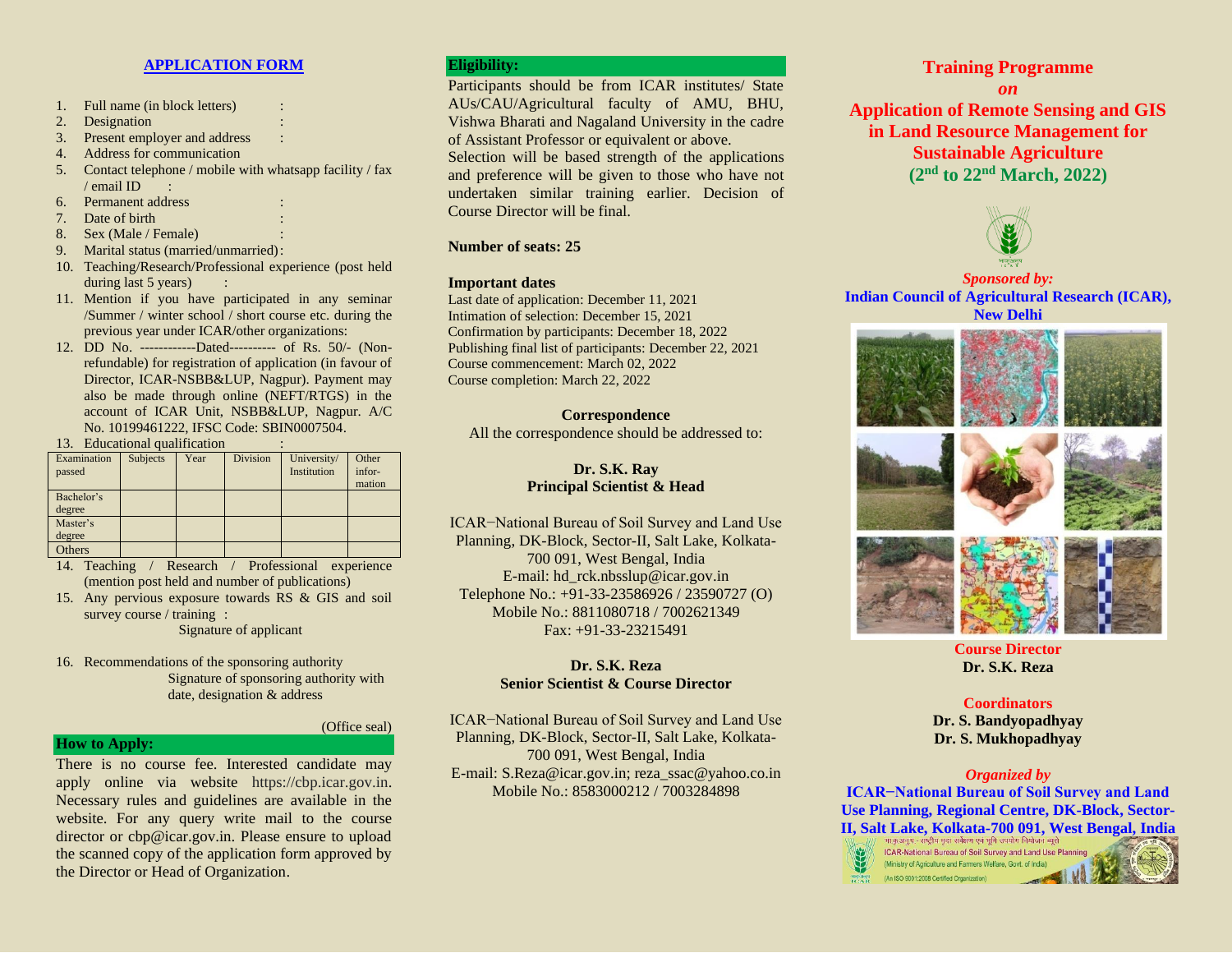## APPLICATION FORM

1. Full name (in block letters) :
2. Designation :
3. Present employer and address :
4. Address for communication
5. Contact telephone / mobile with whatsapp facility / fax / email ID :
6. Permanent address :
7. Date of birth :
8. Sex (Male / Female) :
9. Marital status (married/unmarried) :
10. Teaching/Research/Professional experience (post held during last 5 years) :
11. Mention if you have participated in any seminar /Summer / winter school / short course etc. during the previous year under ICAR/other organizations:
12. DD No. ------------Dated---------- of Rs. 50/- (Non-refundable) for registration of application (in favour of Director, ICAR-NSBB&LUP, Nagpur). Payment may also be made through online (NEFT/RTGS) in the account of ICAR Unit, NSBB&LUP, Nagpur. A/C No. 10199461222, IFSC Code: SBIN0007504.
13. Educational qualification :

| Examination passed | Subjects | Year | Division | University/ Institution | Other infor-mation |
|---|---|---|---|---|---|
| Bachelor's degree | | | | | |
| Master's degree | | | | | |
| Others | | | | | |

14. Teaching / Research / Professional experience (mention post held and number of publications)
15. Any pervious exposure towards RS & GIS and soil survey course / training :

Signature of applicant

16. Recommendations of the sponsoring authority

Signature of sponsoring authority with date, designation & address

(Office seal)

### How to Apply:

There is no course fee. Interested candidate may apply online via website https://cbp.icar.gov.in. Necessary rules and guidelines are available in the website. For any query write mail to the course director or cbp@icar.gov.in. Please ensure to upload the scanned copy of the application form approved by the Director or Head of Organization.

### Eligibility:

Participants should be from ICAR institutes/ State AUs/CAU/Agricultural faculty of AMU, BHU, Vishwa Bharati and Nagaland University in the cadre of Assistant Professor or equivalent or above.

Selection will be based strength of the applications and preference will be given to those who have not undertaken similar training earlier. Decision of Course Director will be final.

**Number of seats: 25**

**Important dates**

Last date of application: December 11, 2021
Intimation of selection: December 15, 2021
Confirmation by participants: December 18, 2022
Publishing final list of participants: December 22, 2021
Course commencement: March 02, 2022
Course completion: March 22, 2022

**Correspondence**

All the correspondence should be addressed to:

**Dr. S.K. Ray**
**Principal Scientist & Head**

ICAR−National Bureau of Soil Survey and Land Use Planning, DK-Block, Sector-II, Salt Lake, Kolkata-700 091, West Bengal, India
E-mail: hd_rck.nbsslup@icar.gov.in
Telephone No.: +91-33-23586926 / 23590727 (O)
Mobile No.: 8811080718 / 7002621349
Fax: +91-33-23215491

**Dr. S.K. Reza**
**Senior Scientist & Course Director**

ICAR−National Bureau of Soil Survey and Land Use Planning, DK-Block, Sector-II, Salt Lake, Kolkata-700 091, West Bengal, India
E-mail: S.Reza@icar.gov.in; reza_ssac@yahoo.co.in
Mobile No.: 8583000212 / 7003284898

# Training Programme *on* Application of Remote Sensing and GIS in Land Resource Management for Sustainable Agriculture (2nd to 22nd March, 2022)

*Sponsored by:*
**Indian Council of Agricultural Research (ICAR), New Delhi**

**Course Director**
**Dr. S.K. Reza**

**Coordinators**
**Dr. S. Bandyopadhyay**
**Dr. S. Mukhopadhyay**

*Organized by*
**ICAR−National Bureau of Soil Survey and Land Use Planning, Regional Centre, DK-Block, Sector-II, Salt Lake, Kolkata-700 091, West Bengal, India**

भाकृअनुप - राष्ट्रीय मृदा सर्वेक्षण एवं भूमि उपयोग नियोजन ब्यूरो
ICAR-National Bureau of Soil Survey and Land Use Planning
(Ministry of Agriculture and Farmers Welfare, Govt. of India)
(An ISO 9001:2008 Certified Organization)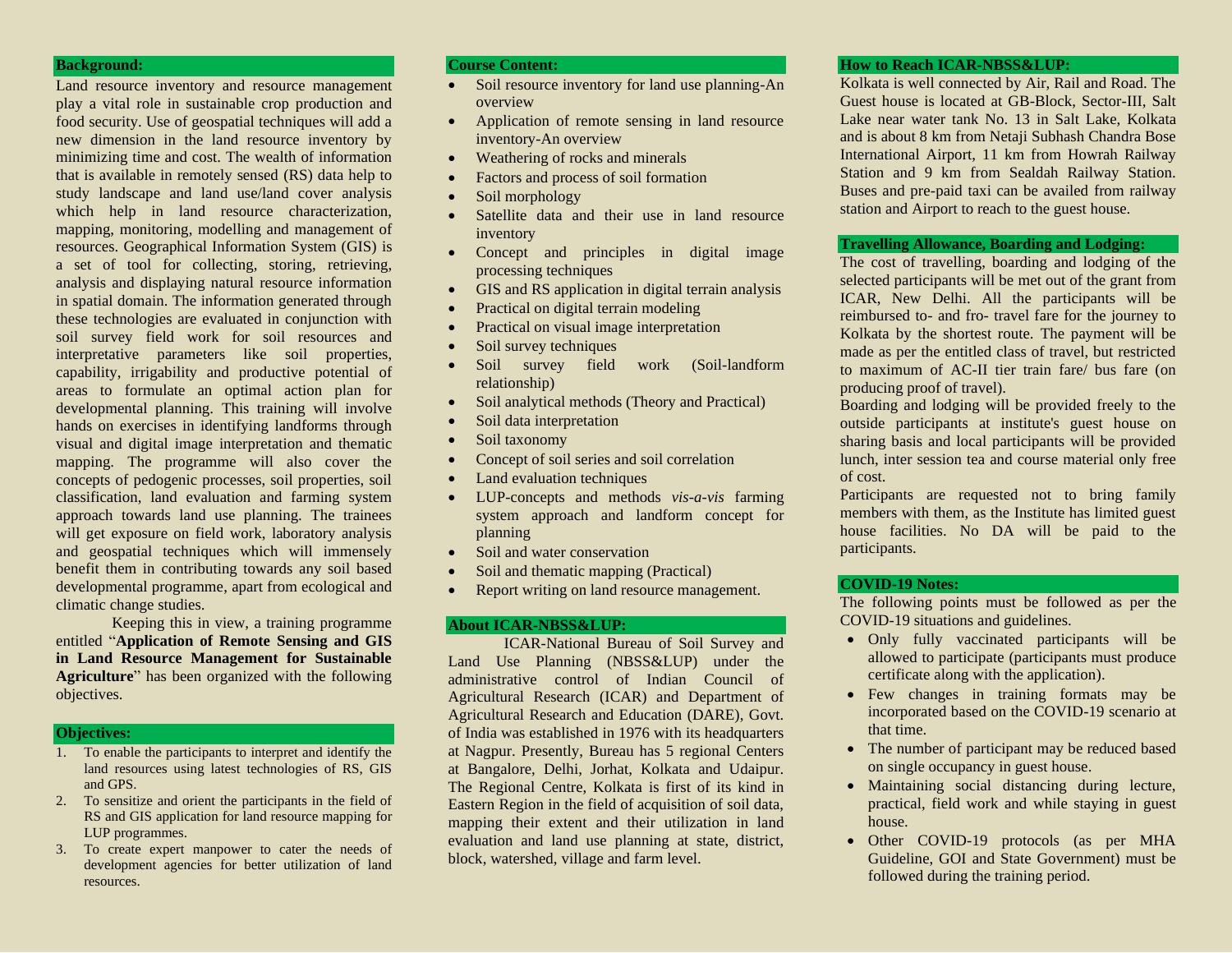## Background:

Land resource inventory and resource management play a vital role in sustainable crop production and food security. Use of geospatial techniques will add a new dimension in the land resource inventory by minimizing time and cost. The wealth of information that is available in remotely sensed (RS) data help to study landscape and land use/land cover analysis which help in land resource characterization, mapping, monitoring, modelling and management of resources. Geographical Information System (GIS) is a set of tool for collecting, storing, retrieving, analysis and displaying natural resource information in spatial domain. The information generated through these technologies are evaluated in conjunction with soil survey field work for soil resources and interpretative parameters like soil properties, capability, irrigability and productive potential of areas to formulate an optimal action plan for developmental planning. This training will involve hands on exercises in identifying landforms through visual and digital image interpretation and thematic mapping. The programme will also cover the concepts of pedogenic processes, soil properties, soil classification, land evaluation and farming system approach towards land use planning. The trainees will get exposure on field work, laboratory analysis and geospatial techniques which will immensely benefit them in contributing towards any soil based developmental programme, apart from ecological and climatic change studies.

Keeping this in view, a training programme entitled "**Application of Remote Sensing and GIS in Land Resource Management for Sustainable Agriculture**" has been organized with the following objectives.

## Objectives:

1. To enable the participants to interpret and identify the land resources using latest technologies of RS, GIS and GPS.
2. To sensitize and orient the participants in the field of RS and GIS application for land resource mapping for LUP programmes.
3. To create expert manpower to cater the needs of development agencies for better utilization of land resources.

## Course Content:

- Soil resource inventory for land use planning-An overview
- Application of remote sensing in land resource inventory-An overview
- Weathering of rocks and minerals
- Factors and process of soil formation
- Soil morphology
- Satellite data and their use in land resource inventory
- Concept and principles in digital image processing techniques
- GIS and RS application in digital terrain analysis
- Practical on digital terrain modeling
- Practical on visual image interpretation
- Soil survey techniques
- Soil survey field work (Soil-landform relationship)
- Soil analytical methods (Theory and Practical)
- Soil data interpretation
- Soil taxonomy
- Concept of soil series and soil correlation
- Land evaluation techniques
- LUP-concepts and methods *vis-a-vis* farming system approach and landform concept for planning
- Soil and water conservation
- Soil and thematic mapping (Practical)
- Report writing on land resource management.

## About ICAR-NBSS&LUP:

ICAR-National Bureau of Soil Survey and Land Use Planning (NBSS&LUP) under the administrative control of Indian Council of Agricultural Research (ICAR) and Department of Agricultural Research and Education (DARE), Govt. of India was established in 1976 with its headquarters at Nagpur. Presently, Bureau has 5 regional Centers at Bangalore, Delhi, Jorhat, Kolkata and Udaipur. The Regional Centre, Kolkata is first of its kind in Eastern Region in the field of acquisition of soil data, mapping their extent and their utilization in land evaluation and land use planning at state, district, block, watershed, village and farm level.

## How to Reach ICAR-NBSS&LUP:

Kolkata is well connected by Air, Rail and Road. The Guest house is located at GB-Block, Sector-III, Salt Lake near water tank No. 13 in Salt Lake, Kolkata and is about 8 km from Netaji Subhash Chandra Bose International Airport, 11 km from Howrah Railway Station and 9 km from Sealdah Railway Station. Buses and pre-paid taxi can be availed from railway station and Airport to reach to the guest house.

## Travelling Allowance, Boarding and Lodging:

The cost of travelling, boarding and lodging of the selected participants will be met out of the grant from ICAR, New Delhi. All the participants will be reimbursed to- and fro- travel fare for the journey to Kolkata by the shortest route. The payment will be made as per the entitled class of travel, but restricted to maximum of AC-II tier train fare/ bus fare (on producing proof of travel).

Boarding and lodging will be provided freely to the outside participants at institute's guest house on sharing basis and local participants will be provided lunch, inter session tea and course material only free of cost.

Participants are requested not to bring family members with them, as the Institute has limited guest house facilities. No DA will be paid to the participants.

## COVID-19 Notes:

The following points must be followed as per the COVID-19 situations and guidelines.

- Only fully vaccinated participants will be allowed to participate (participants must produce certificate along with the application).
- Few changes in training formats may be incorporated based on the COVID-19 scenario at that time.
- The number of participant may be reduced based on single occupancy in guest house.
- Maintaining social distancing during lecture, practical, field work and while staying in guest house.
- Other COVID-19 protocols (as per MHA Guideline, GOI and State Government) must be followed during the training period.